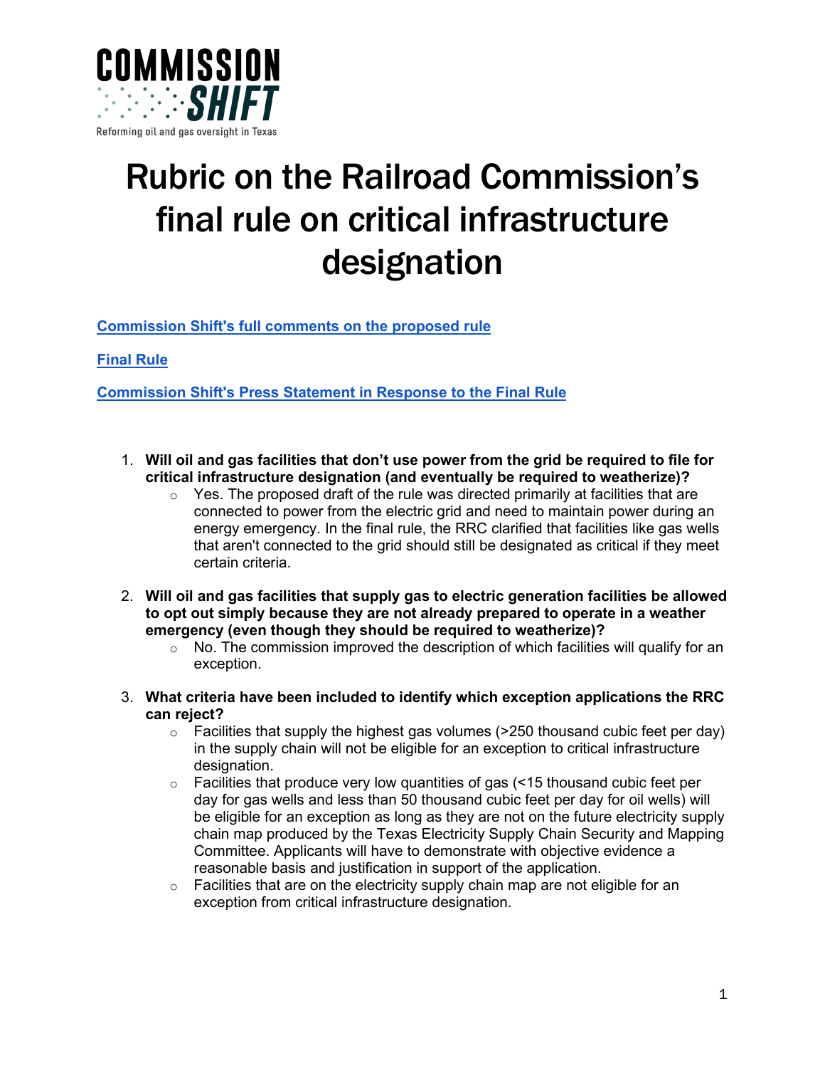COMMISSION SHIFT

Reforming oil and gas oversight in Texas

# Rubric on the Railroad Commission's final rule on critical infrastructure designation

[Commission Shift's full comments on the proposed rule]

[Final Rule]

[Commission Shift's Press Statement in Response to the Final Rule]

1. **Will oil and gas facilities that don't use power from the grid be required to file for critical infrastructure designation (and eventually be required to weatherize)?**
   - Yes. The proposed draft of the rule was directed primarily at facilities that are connected to power from the electric grid and need to maintain power during an energy emergency. In the final rule, the RRC clarified that facilities like gas wells that aren't connected to the grid should still be designated as critical if they meet certain criteria.
2. **Will oil and gas facilities that supply gas to electric generation facilities be allowed to opt out simply because they are not already prepared to operate in a weather emergency (even though they should be required to weatherize)?**
   - No. The commission improved the description of which facilities will qualify for an exception.
3. **What criteria have been included to identify which exception applications the RRC can reject?**
   - Facilities that supply the highest gas volumes (>250 thousand cubic feet per day) in the supply chain will not be eligible for an exception to critical infrastructure designation.
   - Facilities that produce very low quantities of gas (<15 thousand cubic feet per day for gas wells and less than 50 thousand cubic feet per day for oil wells) will be eligible for an exception as long as they are not on the future electricity supply chain map produced by the Texas Electricity Supply Chain Security and Mapping Committee. Applicants will have to demonstrate with objective evidence a reasonable basis and justification in support of the application.
   - Facilities that are on the electricity supply chain map are not eligible for an exception from critical infrastructure designation.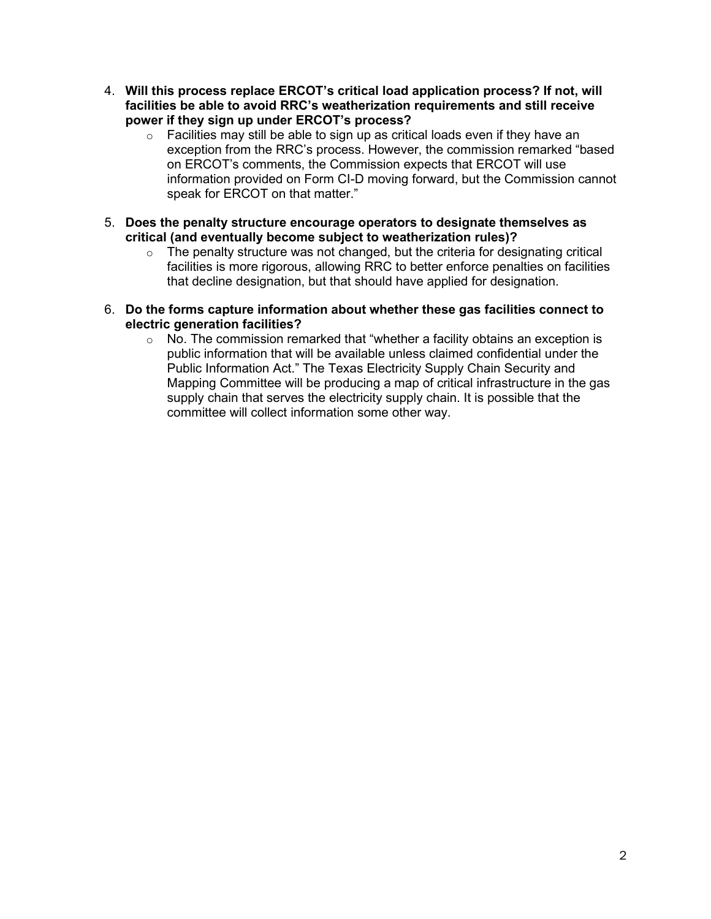4. **Will this process replace ERCOT's critical load application process? If not, will facilities be able to avoid RRC's weatherization requirements and still receive power if they sign up under ERCOT's process?**
   - Facilities may still be able to sign up as critical loads even if they have an exception from the RRC's process. However, the commission remarked "based on ERCOT's comments, the Commission expects that ERCOT will use information provided on Form CI-D moving forward, but the Commission cannot speak for ERCOT on that matter."

5. **Does the penalty structure encourage operators to designate themselves as critical (and eventually become subject to weatherization rules)?**
   - The penalty structure was not changed, but the criteria for designating critical facilities is more rigorous, allowing RRC to better enforce penalties on facilities that decline designation, but that should have applied for designation.

6. **Do the forms capture information about whether these gas facilities connect to electric generation facilities?**
   - No. The commission remarked that "whether a facility obtains an exception is public information that will be available unless claimed confidential under the Public Information Act." The Texas Electricity Supply Chain Security and Mapping Committee will be producing a map of critical infrastructure in the gas supply chain that serves the electricity supply chain. It is possible that the committee will collect information some other way.